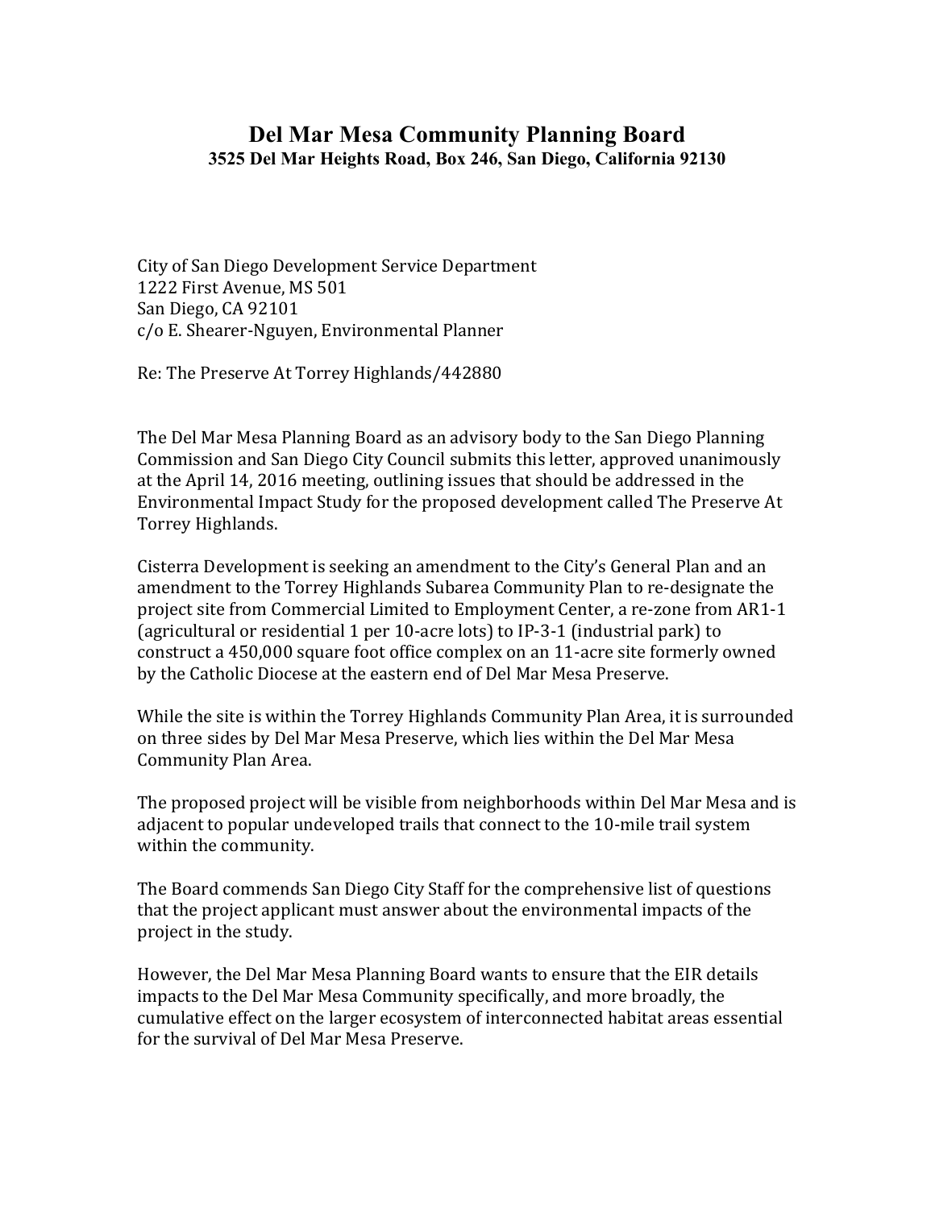# Del Mar Mesa Community Planning Board

**3525 Del Mar Heights Road, Box 246, San Diego, California 92130**

City of San Diego Development Service Department
1222 First Avenue, MS 501
San Diego, CA 92101
c/o E. Shearer-Nguyen, Environmental Planner

Re: The Preserve At Torrey Highlands/442880

The Del Mar Mesa Planning Board as an advisory body to the San Diego Planning Commission and San Diego City Council submits this letter, approved unanimously at the April 14, 2016 meeting, outlining issues that should be addressed in the Environmental Impact Study for the proposed development called The Preserve At Torrey Highlands.

Cisterra Development is seeking an amendment to the City's General Plan and an amendment to the Torrey Highlands Subarea Community Plan to re-designate the project site from Commercial Limited to Employment Center, a re-zone from AR1-1 (agricultural or residential 1 per 10-acre lots) to IP-3-1 (industrial park) to construct a 450,000 square foot office complex on an 11-acre site formerly owned by the Catholic Diocese at the eastern end of Del Mar Mesa Preserve.

While the site is within the Torrey Highlands Community Plan Area, it is surrounded on three sides by Del Mar Mesa Preserve, which lies within the Del Mar Mesa Community Plan Area.

The proposed project will be visible from neighborhoods within Del Mar Mesa and is adjacent to popular undeveloped trails that connect to the 10-mile trail system within the community.

The Board commends San Diego City Staff for the comprehensive list of questions that the project applicant must answer about the environmental impacts of the project in the study.

However, the Del Mar Mesa Planning Board wants to ensure that the EIR details impacts to the Del Mar Mesa Community specifically, and more broadly, the cumulative effect on the larger ecosystem of interconnected habitat areas essential for the survival of Del Mar Mesa Preserve.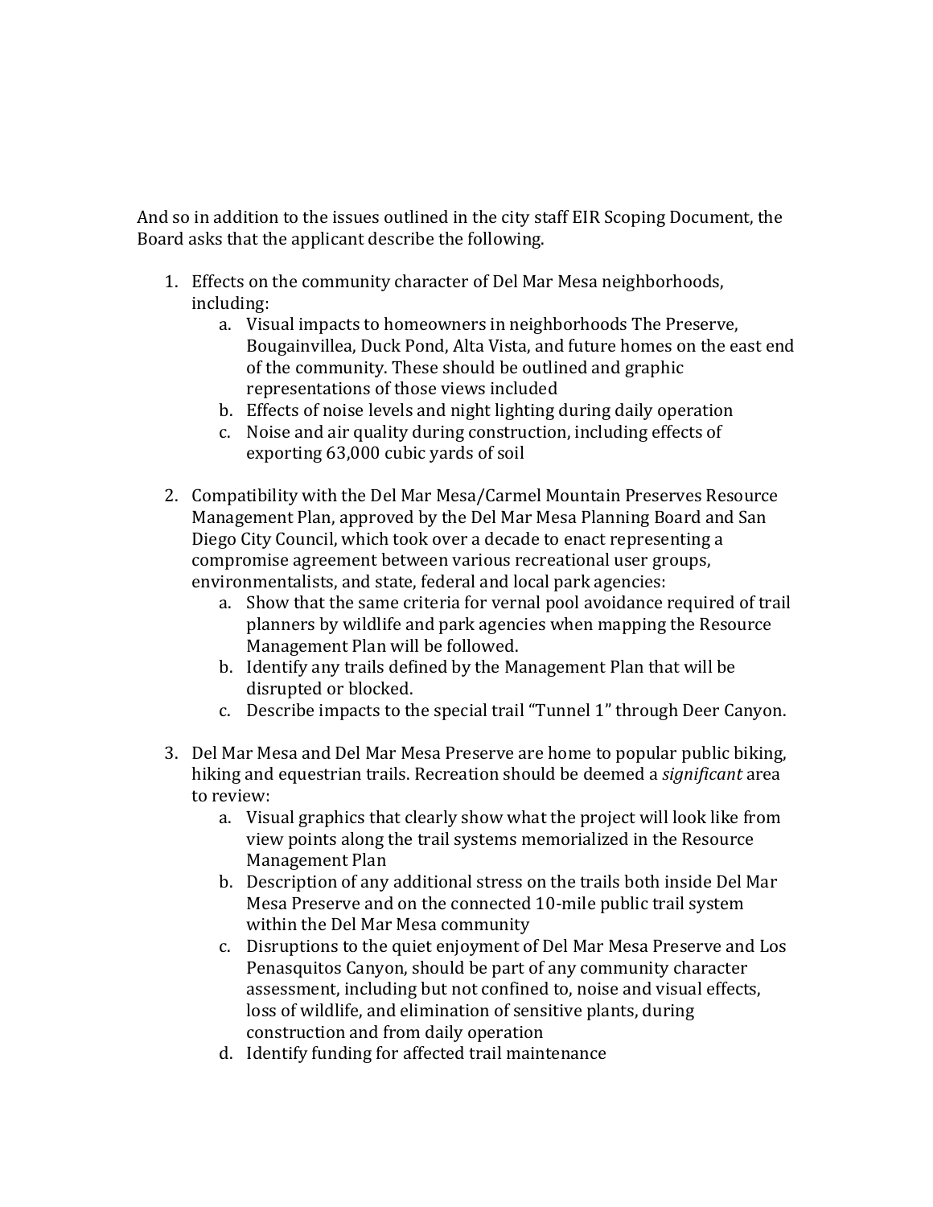And so in addition to the issues outlined in the city staff EIR Scoping Document, the Board asks that the applicant describe the following.

1. Effects on the community character of Del Mar Mesa neighborhoods, including:
    a. Visual impacts to homeowners in neighborhoods The Preserve, Bougainvillea, Duck Pond, Alta Vista, and future homes on the east end of the community. These should be outlined and graphic representations of those views included
    b. Effects of noise levels and night lighting during daily operation
    c. Noise and air quality during construction, including effects of exporting 63,000 cubic yards of soil

2. Compatibility with the Del Mar Mesa/Carmel Mountain Preserves Resource Management Plan, approved by the Del Mar Mesa Planning Board and San Diego City Council, which took over a decade to enact representing a compromise agreement between various recreational user groups, environmentalists, and state, federal and local park agencies:
    a. Show that the same criteria for vernal pool avoidance required of trail planners by wildlife and park agencies when mapping the Resource Management Plan will be followed.
    b. Identify any trails defined by the Management Plan that will be disrupted or blocked.
    c. Describe impacts to the special trail "Tunnel 1" through Deer Canyon.

3. Del Mar Mesa and Del Mar Mesa Preserve are home to popular public biking, hiking and equestrian trails. Recreation should be deemed a *significant* area to review:
    a. Visual graphics that clearly show what the project will look like from view points along the trail systems memorialized in the Resource Management Plan
    b. Description of any additional stress on the trails both inside Del Mar Mesa Preserve and on the connected 10-mile public trail system within the Del Mar Mesa community
    c. Disruptions to the quiet enjoyment of Del Mar Mesa Preserve and Los Penasquitos Canyon, should be part of any community character assessment, including but not confined to, noise and visual effects, loss of wildlife, and elimination of sensitive plants, during construction and from daily operation
    d. Identify funding for affected trail maintenance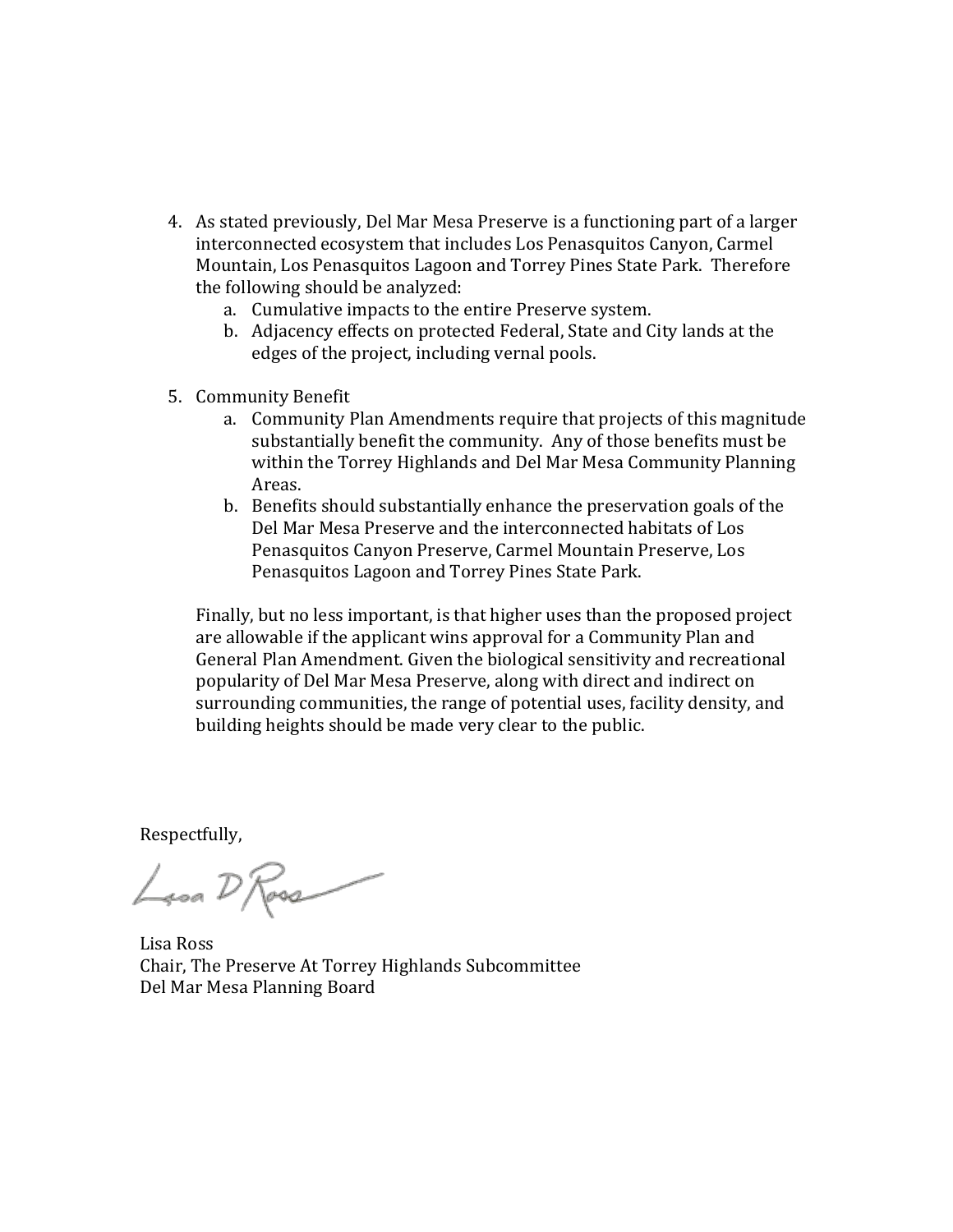4. As stated previously, Del Mar Mesa Preserve is a functioning part of a larger interconnected ecosystem that includes Los Penasquitos Canyon, Carmel Mountain, Los Penasquitos Lagoon and Torrey Pines State Park. Therefore the following should be analyzed:
    a. Cumulative impacts to the entire Preserve system.
    b. Adjacency effects on protected Federal, State and City lands at the edges of the project, including vernal pools.

5. Community Benefit
    a. Community Plan Amendments require that projects of this magnitude substantially benefit the community. Any of those benefits must be within the Torrey Highlands and Del Mar Mesa Community Planning Areas.
    b. Benefits should substantially enhance the preservation goals of the Del Mar Mesa Preserve and the interconnected habitats of Los Penasquitos Canyon Preserve, Carmel Mountain Preserve, Los Penasquitos Lagoon and Torrey Pines State Park.

Finally, but no less important, is that higher uses than the proposed project are allowable if the applicant wins approval for a Community Plan and General Plan Amendment. Given the biological sensitivity and recreational popularity of Del Mar Mesa Preserve, along with direct and indirect on surrounding communities, the range of potential uses, facility density, and building heights should be made very clear to the public.

Respectfully,

Lisa D Ross

Lisa Ross
Chair, The Preserve At Torrey Highlands Subcommittee
Del Mar Mesa Planning Board